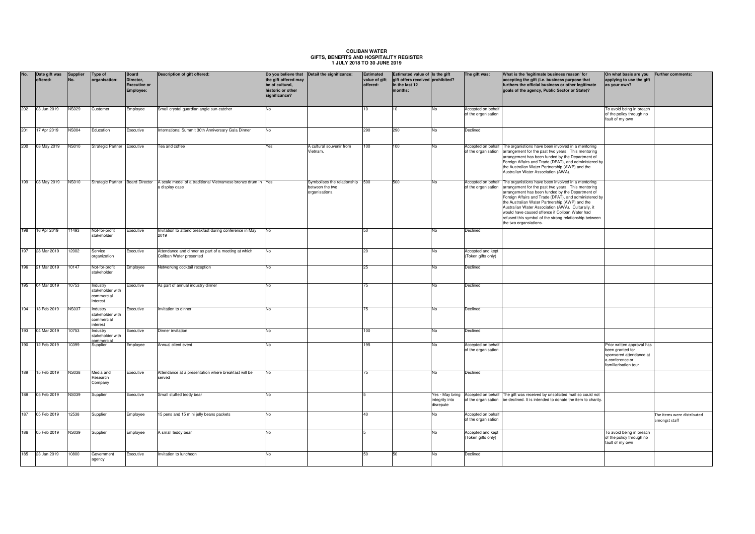# COLIBAN WATER
## GIFTS, BENEFITS AND HOSPITALITY REGISTER
## 1 JULY 2018 TO 30 JUNE 2019

| No. | Date gift was offered: | Supplier No. | Type of organisation: | Board Director, Executive or Employee: | Description of gift offered: | Do you believe that the gift offered may be of cultural, historic or other significance? | Detail the significance: | Estimated value of gift offered: | Estimated value of gift offers received in the last 12 months: | Is the gift prohibited? | The gift was: | What is the 'legitimate business reason' for accepting the gift (i.e. business purpose that furthers the official business or other legitimate goals of the agency, Public Sector or State)? | On what basis are you applying to use the gift as your own? | Further comments: |
|---|---|---|---|---|---|---|---|---|---|---|---|---|---|---|
| 202 | 03 Jun 2019 | NS029 | Customer | Employee | Small crystal guardian angle sun-catcher | No | | 10 | 10 | No | Accepted on behalf of the organisation | | To avoid being in breach of the policy through no fault of my own | |
| 201 | 17 Apr 2019 | NS004 | Education | Executive | International Summit 30th Anniversary Gala Dinner | No | | 290 | 290 | No | Declined | | | |
| 200 | 08 May 2019 | NS010 | Strategic Partner | Executive | Tea and coffee | Yes | A cultural souvenir from Vietnam. | 100 | 100 | No | Accepted on behalf of the organisation | The organistions have been involved in a mentoring arrangement for the past two years. This mentoring arrangement has been funded by the Department of Foreign Affairs and Trade (DFAT), and administered by the Australian Water Partnership (AWP) and the Australian Water Association (AWA). | | |
| 199 | 08 May 2019 | NS010 | Strategic Partner | Board Director | A scale model of a traditional Vietnamese bronze drum in a display case | Yes | Symbolises the relationship between the two organisations. | 500 | 500 | No | Accepted on behalf of the organisation | The organistions have been involved in a mentoring arrangement for the past two years. This mentoring arrangement has been funded by the Department of Foreign Affairs and Trade (DFAT), and administered by the Australian Water Partnership (AWP) and the Australian Water Association (AWA). Culturally, it would have caused offence if Coliban Water had refused this symbol of the strong relationship between the two organsiations. | | |
| 198 | 16 Apr 2019 | 11493 | Not-for-profit stakeholder | Executive | Invitation to attend breakfast during conference in May 2019 | No | | 50 | | No | Declined | | | |
| 197 | 28 Mar 2019 | 12002 | Service organization | Executive | Attendance and dinner as part of a meeting at which Coliban Water presented | No | | 20 | | No | Accepted and kept (Token gifts only) | | | |
| 196 | 21 Mar 2019 | 10147 | Not-for-profit stakeholder | Employee | Networking cocktail reception | No | | 25 | | No | Declined | | | |
| 195 | 04 Mar 2019 | 10753 | Industry stakeholder with commercial interest | Executive | As part of annual industry dinner | No | | 75 | | No | Declined | | | |
| 194 | 13 Feb 2019 | NS037 | Industry stakeholder with commercial interest | Executive | Invitation to dinner | No | | 75 | | No | Declined | | | |
| 193 | 04 Mar 2019 | 10753 | Industry stakeholder with commercial | Executive | Dinner invitation | No | | 100 | | No | Declined | | | |
| 190 | 12 Feb 2019 | 10399 | Supplier | Employee | Annual client event | No | | 195 | | No | Accepted on behalf of the organisation | | Prior written approval has been granted for sponsored attendance at a conference or familiarisation tour | |
| 189 | 15 Feb 2019 | NS038 | Media and Research Company | Executive | Attendance at a presentation where breakfast will be served | No | | 75 | | No | Declined | | | |
| 188 | 05 Feb 2019 | NS039 | Supplier | Executive | Small stuffed teddy bear | No | | 5 | | Yes - May bring integrity into disrepute | Accepted on behalf of the organisation | The gift was received by unsolicited mail so could not be declined. It is intended to donate the item to charity. | | |
| 187 | 05 Feb 2019 | 12538 | Supplier | Employee | 15 pens and 15 mini jelly beans packets | No | | 40 | | No | Accepted on behalf of the organisation | | | The items were distributed amongst staff |
| 186 | 05 Feb 2019 | NS039 | Supplier | Employee | A small teddy bear | No | | 5 | | No | Accepted and kept (Token gifts only) | | To avoid being in breach of the policy through no fault of my own | |
| 185 | 23 Jan 2019 | 10800 | Government agency | Executive | Invitation to luncheon | No | | 50 | 50 | No | Declined | | | |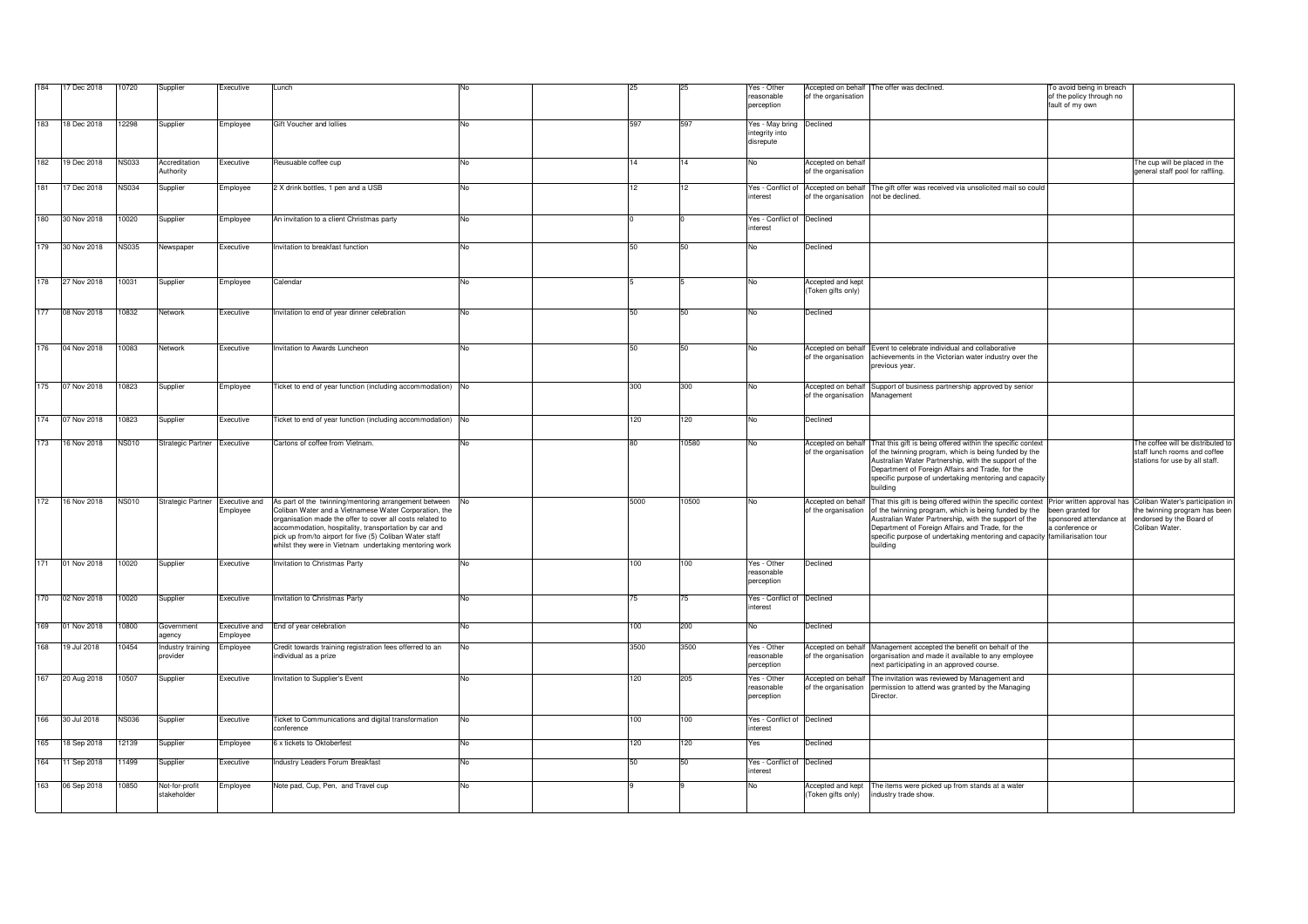| | | | | | | | | | | | | | | |
|---|---|---|---|---|---|---|---|---|---|---|---|---|---|---|
| 184 | 17 Dec 2018 | 10720 | Supplier | Executive | Lunch | No | | 25 | 25 | Yes - Other reasonable perception | Accepted on behalf of the organisation | The offer was declined. | To avoid being in breach of the policy through no fault of my own | |
| 183 | 18 Dec 2018 | 12298 | Supplier | Employee | Gift Voucher and lollies | No | | 597 | 597 | Yes - May bring integrity into disrepute | Declined | | | |
| 182 | 19 Dec 2018 | NS033 | Accreditation Authority | Executive | Reusuable coffee cup | No | | 14 | 14 | No | Accepted on behalf of the organisation | | | The cup will be placed in the general staff pool for raffling. |
| 181 | 17 Dec 2018 | NS034 | Supplier | Employee | 2 X drink bottles, 1 pen and a USB | No | | 12 | 12 | Yes - Conflict of interest | Accepted on behalf of the organisation | The gift offer was received via unsolicited mail so could not be declined. | | |
| 180 | 30 Nov 2018 | 10020 | Supplier | Employee | An invitation to a client Christmas party | No | | 0 | 0 | Yes - Conflict of interest | Declined | | | |
| 179 | 30 Nov 2018 | NS035 | Newspaper | Executive | Invitation to breakfast function | No | | 50 | 50 | No | Declined | | | |
| 178 | 27 Nov 2018 | 10031 | Supplier | Employee | Calendar | No | | 5 | 5 | No | Accepted and kept (Token gifts only) | | | |
| 177 | 08 Nov 2018 | 10832 | Network | Executive | Invitation to end of year dinner celebration | No | | 50 | 50 | No | Declined | | | |
| 176 | 04 Nov 2018 | 10083 | Network | Executive | Invitation to Awards Luncheon | No | | 50 | 50 | No | Accepted on behalf of the organisation | Event to celebrate individual and collaborative achievements in the Victorian water industry over the previous year. | | |
| 175 | 07 Nov 2018 | 10823 | Supplier | Employee | Ticket to end of year function (including accommodation) | No | | 300 | 300 | No | Accepted on behalf of the organisation | Support of business partnership approved by senior Management | | |
| 174 | 07 Nov 2018 | 10823 | Supplier | Executive | Ticket to end of year function (including accommodation) | No | | 120 | 120 | No | Declined | | | |
| 173 | 16 Nov 2018 | NS010 | Strategic Partner | Executive | Cartons of coffee from Vietnam. | No | | 80 | 10580 | No | Accepted on behalf of the organisation | That this gift is being offered within the specific context of the twinning program, which is being funded by the Australian Water Partnership, with the support of the Department of Foreign Affairs and Trade, for the specific purpose of undertaking mentoring and capacity building | | The coffee will be distributed to staff lunch rooms and coffee stations for use by all staff. |
| 172 | 16 Nov 2018 | NS010 | Strategic Partner | Executive and Employee | As part of the twinning/mentoring arrangement between Coliban Water and a Vietnamese Water Corporation, the organisation made the offer to cover all costs related to accommodation, hospitality, transportation by car and pick up from/to airport for five (5) Coliban Water staff whilst they were in Vietnam undertaking mentoring work | No | | 5000 | 10500 | No | Accepted on behalf of the organisation | That this gift is being offered within the specific context of the twinning program, which is being funded by the Australian Water Partnership, with the support of the Department of Foreign Affairs and Trade, for the specific purpose of undertaking mentoring and capacity building | Prior written approval has been granted for sponsored attendance at a conference or familiarisation tour | Coliban Water's participation in the twinning program has been endorsed by the Board of Coliban Water. |
| 171 | 01 Nov 2018 | 10020 | Supplier | Executive | Invitation to Christmas Party | No | | 100 | 100 | Yes - Other reasonable perception | Declined | | | |
| 170 | 02 Nov 2018 | 10020 | Supplier | Executive | Invitation to Christmas Party | No | | 75 | 75 | Yes - Conflict of interest | Declined | | | |
| 169 | 01 Nov 2018 | 10800 | Government agency | Executive and Employee | End of year celebration | No | | 100 | 200 | No | Declined | | | |
| 168 | 19 Jul 2018 | 10454 | Industry training provider | Employee | Credit towards training registration fees offerred to an individual as a prize | No | | 3500 | 3500 | Yes - Other reasonable perception | Accepted on behalf of the organisation | Management accepted the benefit on behalf of the organisation and made it available to any employee next participating in an approved course. | | |
| 167 | 20 Aug 2018 | 10507 | Supplier | Executive | Invitation to Supplier's Event | No | | 120 | 205 | Yes - Other reasonable perception | Accepted on behalf of the organisation | The invitation was reviewed by Management and permission to attend was granted by the Managing Director. | | |
| 166 | 30 Jul 2018 | NS036 | Supplier | Executive | Ticket to Communications and digital transformation conference | No | | 100 | 100 | Yes - Conflict of interest | Declined | | | |
| 165 | 18 Sep 2018 | 12139 | Supplier | Employee | 6 x tickets to Oktoberfest | No | | 120 | 120 | Yes | Declined | | | |
| 164 | 11 Sep 2018 | 11499 | Supplier | Executive | Industry Leaders Forum Breakfast | No | | 50 | 50 | Yes - Conflict of interest | Declined | | | |
| 163 | 06 Sep 2018 | 10850 | Not-for-profit stakeholder | Employee | Note pad, Cup, Pen, and Travel cup | No | | 9 | 9 | No | Accepted and kept (Token gifts only) | The items were picked up from stands at a water industry trade show. | | |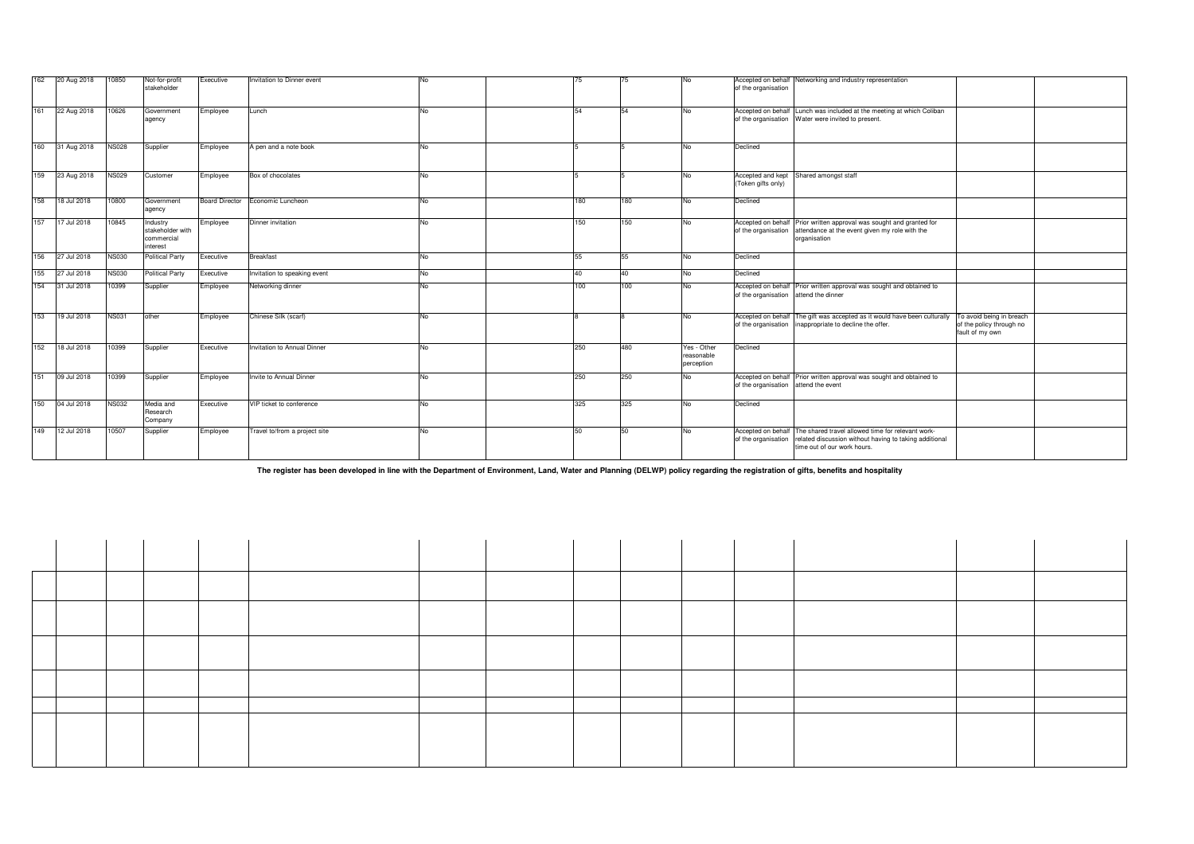| | | | | | | | | | | | | | | |
|---|---|---|---|---|---|---|---|---|---|---|---|---|---|---|
| 162 | 20 Aug 2018 | 10850 | Not-for-profit stakeholder | Executive | Invitation to Dinner event | No | | 75 | 75 | No | Accepted on behalf of the organisation | Networking and industry representation | | |
| 161 | 22 Aug 2018 | 10626 | Government agency | Employee | Lunch | No | | 54 | 54 | No | Accepted on behalf of the organisation | Lunch was included at the meeting at which Coliban Water were invited to present. | | |
| 160 | 31 Aug 2018 | NS028 | Supplier | Employee | A pen and a note book | No | | 5 | 5 | No | Declined | | | |
| 159 | 23 Aug 2018 | NS029 | Customer | Employee | Box of chocolates | No | | 5 | 5 | No | Accepted and kept (Token gifts only) | Shared amongst staff | | |
| 158 | 18 Jul 2018 | 10800 | Government agency | Board Director | Economic Luncheon | No | | 180 | 180 | No | Declined | | | |
| 157 | 17 Jul 2018 | 10845 | Industry stakeholder with commercial interest | Employee | Dinner invitation | No | | 150 | 150 | No | Accepted on behalf of the organisation | Prior written approval was sought and granted for attendance at the event given my role with the organisation | | |
| 156 | 27 Jul 2018 | NS030 | Political Party | Executive | Breakfast | No | | 55 | 55 | No | Declined | | | |
| 155 | 27 Jul 2018 | NS030 | Political Party | Executive | Invitation to speaking event | No | | 40 | 40 | No | Declined | | | |
| 154 | 31 Jul 2018 | 10399 | Supplier | Employee | Networking dinner | No | | 100 | 100 | No | Accepted on behalf of the organisation | Prior written approval was sought and obtained to attend the dinner | | |
| 153 | 19 Jul 2018 | NS031 | other | Employee | Chinese Silk (scarf) | No | | 8 | 8 | No | Accepted on behalf of the organisation | The gift was accepted as it would have been culturally inappropriate to decline the offer. | To avoid being in breach of the policy through no fault of my own | |
| 152 | 18 Jul 2018 | 10399 | Supplier | Executive | Invitation to Annual Dinner | No | | 250 | 480 | Yes - Other reasonable perception | Declined | | | |
| 151 | 09 Jul 2018 | 10399 | Supplier | Employee | Invite to Annual Dinner | No | | 250 | 250 | No | Accepted on behalf of the organisation | Prior written approval was sought and obtained to attend the event | | |
| 150 | 04 Jul 2018 | NS032 | Media and Research Company | Executive | VIP ticket to conference | No | | 325 | 325 | No | Declined | | | |
| 149 | 12 Jul 2018 | 10507 | Supplier | Employee | Travel to/from a project site | No | | 50 | 50 | No | Accepted on behalf of the organisation | The shared travel allowed time for relevant work-related discussion without having to taking additional time out of our work hours. | | |

**The register has been developed in line with the Department of Environment, Land, Water and Planning (DELWP) policy regarding the registration of gifts, benefits and hospitality**